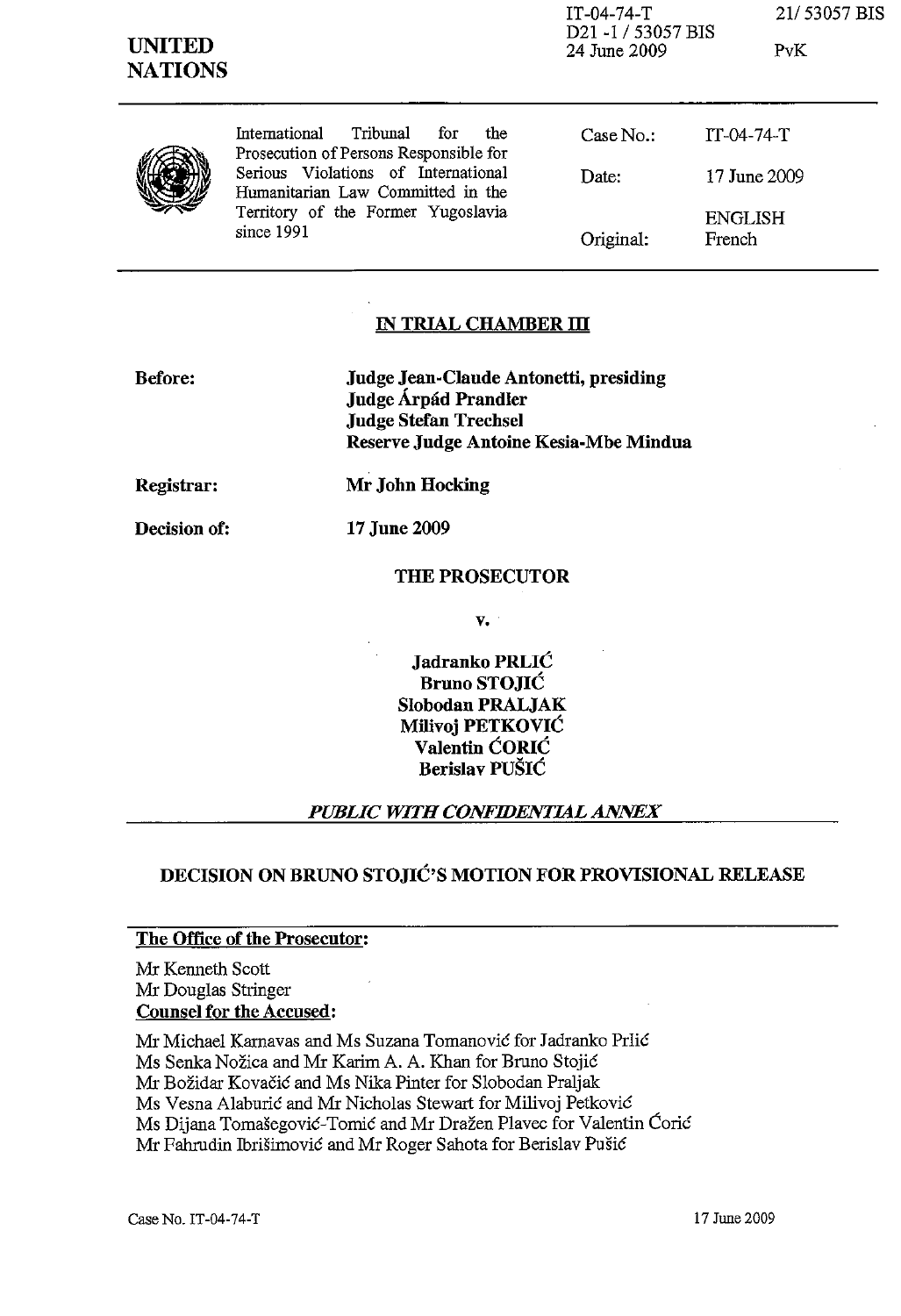IT-04-74-T
D21 -1 / 53057 BIS
24 June 2009

21/ 53057 BIS

PvK

**UNITED NATIONS**

| International Tribunal for the Prosecution of Persons Responsible for Serious Violations of International Humanitarian Law Committed in the Territory of the Former Yugoslavia since 1991 | Case No.: | IT-04-74-T |
|---|---|---|
| | Date: | 17 June 2009 |
| | Original: | ENGLISH French |

## IN TRIAL CHAMBER III

**Before:** **Judge Jean-Claude Antonetti, presiding**
**Judge Árpád Prandler**
**Judge Stefan Trechsel**
**Reserve Judge Antoine Kesia-Mbe Mindua**

**Registrar:** **Mr John Hocking**

**Decision of:** **17 June 2009**

**THE PROSECUTOR**

**v.**

**Jadranko PRLIĆ**
**Bruno STOJIĆ**
**Slobodan PRALJAK**
**Milivoj PETKOVIĆ**
**Valentin ĆORIĆ**
**Berislav PUŠIĆ**

***PUBLIC WITH CONFIDENTIAL ANNEX***

## DECISION ON BRUNO STOJIĆ'S MOTION FOR PROVISIONAL RELEASE

**The Office of the Prosecutor:**

Mr Kenneth Scott
Mr Douglas Stringer

**Counsel for the Accused:**

Mr Michael Karnavas and Ms Suzana Tomanović for Jadranko Prlić
Ms Senka Nožica and Mr Karim A. A. Khan for Bruno Stojić
Mr Božidar Kovačić and Ms Nika Pinter for Slobodan Praljak
Ms Vesna Alaburić and Mr Nicholas Stewart for Milivoj Petković
Ms Dijana Tomašegović-Tomić and Mr Dražen Plavec for Valentin Ćorić
Mr Fahrudin Ibrišimović and Mr Roger Sahota for Berislav Pušić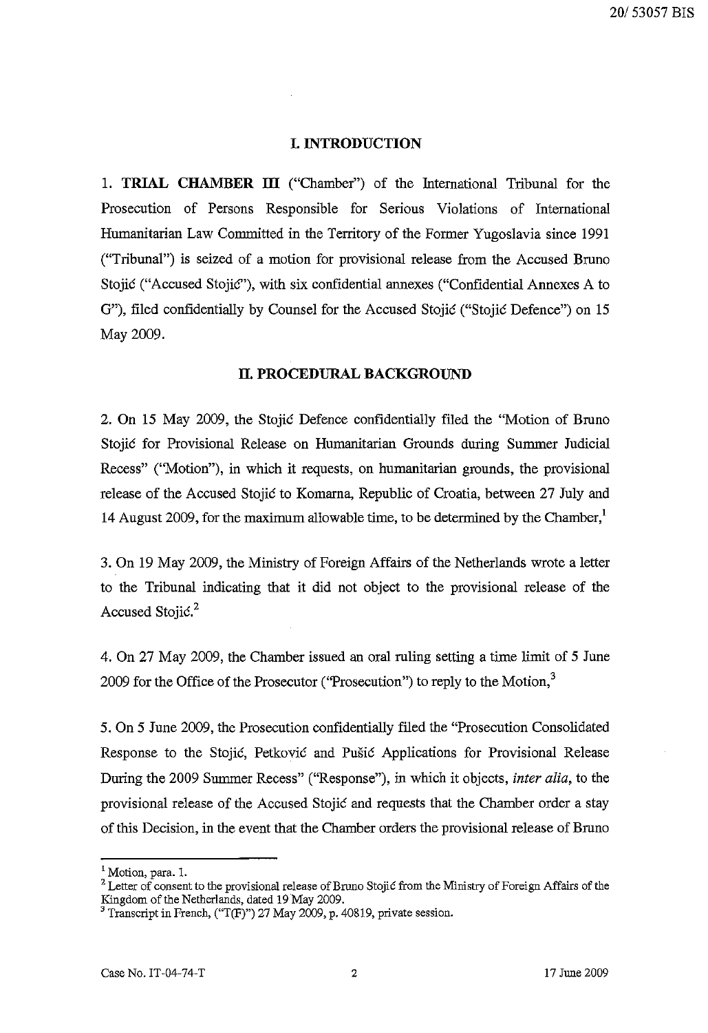## I. INTRODUCTION

1. **TRIAL CHAMBER III** ("Chamber") of the International Tribunal for the Prosecution of Persons Responsible for Serious Violations of International Humanitarian Law Committed in the Territory of the Former Yugoslavia since 1991 ("Tribunal") is seized of a motion for provisional release from the Accused Bruno Stojić ("Accused Stojić"), with six confidential annexes ("Confidential Annexes A to G"), filed confidentially by Counsel for the Accused Stojić ("Stojić Defence") on 15 May 2009.

## II. PROCEDURAL BACKGROUND

2. On 15 May 2009, the Stojić Defence confidentially filed the "Motion of Bruno Stojić for Provisional Release on Humanitarian Grounds during Summer Judicial Recess" ("Motion"), in which it requests, on humanitarian grounds, the provisional release of the Accused Stojić to Komarna, Republic of Croatia, between 27 July and 14 August 2009, for the maximum allowable time, to be determined by the Chamber,[1]

3. On 19 May 2009, the Ministry of Foreign Affairs of the Netherlands wrote a letter to the Tribunal indicating that it did not object to the provisional release of the Accused Stojić.[2]

4. On 27 May 2009, the Chamber issued an oral ruling setting a time limit of 5 June 2009 for the Office of the Prosecutor ("Prosecution") to reply to the Motion,[3]

5. On 5 June 2009, the Prosecution confidentially filed the "Prosecution Consolidated Response to the Stojić, Petković and Pušić Applications for Provisional Release During the 2009 Summer Recess" ("Response"), in which it objects, *inter alia*, to the provisional release of the Accused Stojić and requests that the Chamber order a stay of this Decision, in the event that the Chamber orders the provisional release of Bruno

---

[1] Motion, para. 1.

[2] Letter of consent to the provisional release of Bruno Stojić from the Ministry of Foreign Affairs of the Kingdom of the Netherlands, dated 19 May 2009.

[3] Transcript in French, ("T(F)") 27 May 2009, p. 40819, private session.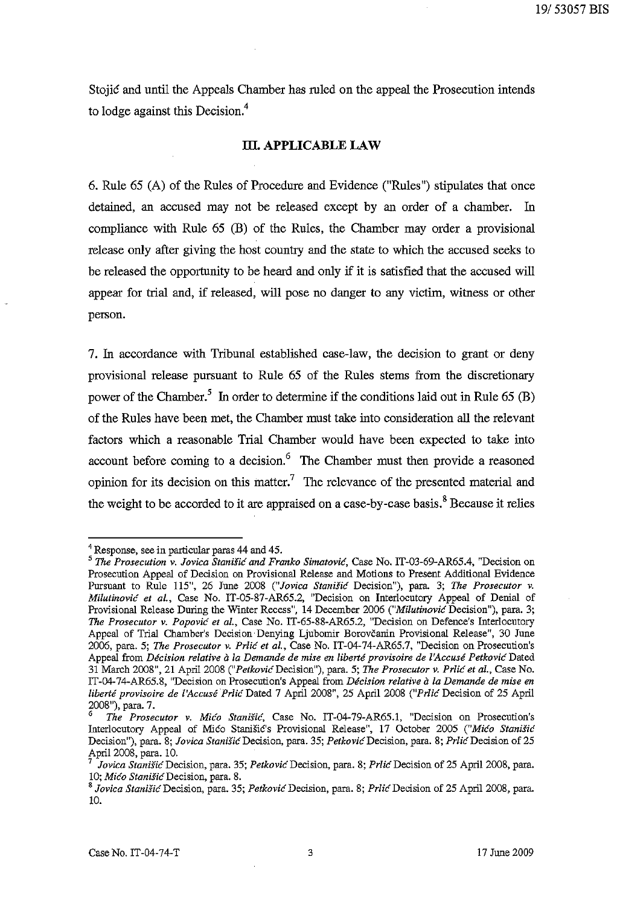Stojić and until the Appeals Chamber has ruled on the appeal the Prosecution intends to lodge against this Decision.[4]

## III. APPLICABLE LAW

6. Rule 65 (A) of the Rules of Procedure and Evidence ("Rules") stipulates that once detained, an accused may not be released except by an order of a chamber. In compliance with Rule 65 (B) of the Rules, the Chamber may order a provisional release only after giving the host country and the state to which the accused seeks to be released the opportunity to be heard and only if it is satisfied that the accused will appear for trial and, if released, will pose no danger to any victim, witness or other person.

7. In accordance with Tribunal established case-law, the decision to grant or deny provisional release pursuant to Rule 65 of the Rules stems from the discretionary power of the Chamber.[5] In order to determine if the conditions laid out in Rule 65 (B) of the Rules have been met, the Chamber must take into consideration all the relevant factors which a reasonable Trial Chamber would have been expected to take into account before coming to a decision.[6] The Chamber must then provide a reasoned opinion for its decision on this matter.[7] The relevance of the presented material and the weight to be accorded to it are appraised on a case-by-case basis.[8] Because it relies

---

[4] Response, see in particular paras 44 and 45.

[5] *The Prosecution v. Jovica Stanišić and Franko Simatović*, Case No. IT-03-69-AR65.4, "Decision on Prosecution Appeal of Decision on Provisional Release and Motions to Present Additional Evidence Pursuant to Rule 115", 26 June 2008 ("*Jovica Stanišić* Decision"), para. 3; *The Prosecutor v. Milutinović et al.*, Case No. IT-05-87-AR65.2, "Decision on Interlocutory Appeal of Denial of Provisional Release During the Winter Recess", 14 December 2006 ("*Milutinović* Decision"), para. 3; *The Prosecutor v. Popović et al.*, Case No. IT-65-88-AR65.2, "Decision on Defence's Interlocutory Appeal of Trial Chamber's Decision Denying Ljubomir Borovčanin Provisional Release", 30 June 2006, para. 5; *The Prosecutor v. Prlić et al.*, Case No. IT-04-74-AR65.7, "Decision on Prosecution's Appeal from *Décision relative à la Demande de mise en liberté provisoire de l'Accusé Petković* Dated 31 March 2008", 21 April 2008 ("*Petković* Decision"), para. 5; *The Prosecutor v. Prlić et al.*, Case No. IT-04-74-AR65.8, "Decision on Prosecution's Appeal from *Décision relative à la Demande de mise en liberté provisoire de l'Accusé Prlić* Dated 7 April 2008", 25 April 2008 ("*Prlić* Decision of 25 April 2008"), para. 7.

[6] *The Prosecutor v. Mićo Stanišić*, Case No. IT-04-79-AR65.1, "Decision on Prosecution's Interlocutory Appeal of Mićo Stanišić's Provisional Release", 17 October 2005 ("*Mićo Stanišić* Decision"), para. 8; *Jovica Stanišić* Decision, para. 35; *Petković* Decision, para. 8; *Prlić* Decision of 25 April 2008, para. 10.

[7] *Jovica Stanišić* Decision, para. 35; *Petković* Decision, para. 8; *Prlić* Decision of 25 April 2008, para. 10; *Mićo Stanišić* Decision, para. 8.

[8] *Jovica Stanišić* Decision, para. 35; *Petković* Decision, para. 8; *Prlić* Decision of 25 April 2008, para. 10.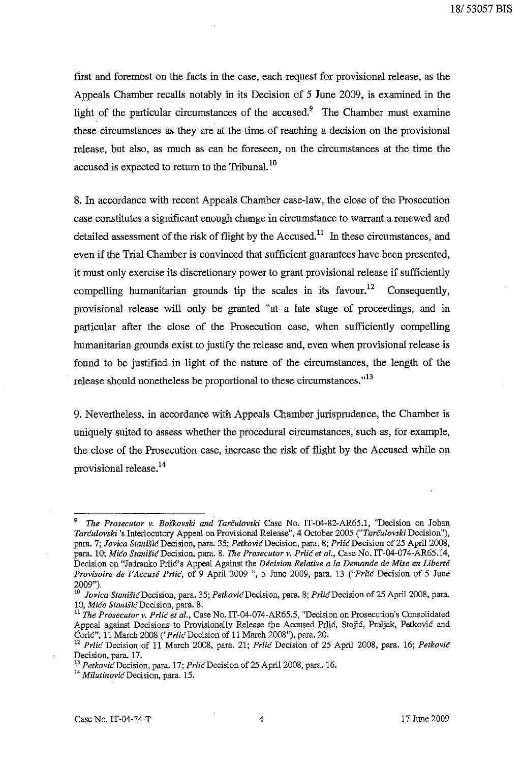first and foremost on the facts in the case, each request for provisional release, as the Appeals Chamber recalls notably in its Decision of 5 June 2009, is examined in the light of the particular circumstances of the accused.[9] The Chamber must examine these circumstances as they are at the time of reaching a decision on the provisional release, but also, as much as can be foreseen, on the circumstances at the time the accused is expected to return to the Tribunal.[10]

8. In accordance with recent Appeals Chamber case-law, the close of the Prosecution case constitutes a significant enough change in circumstance to warrant a renewed and detailed assessment of the risk of flight by the Accused.[11] In these circumstances, and even if the Trial Chamber is convinced that sufficient guarantees have been presented, it must only exercise its discretionary power to grant provisional release if sufficiently compelling humanitarian grounds tip the scales in its favour.[12] Consequently, provisional release will only be granted "at a late stage of proceedings, and in particular after the close of the Prosecution case, when sufficiently compelling humanitarian grounds exist to justify the release and, even when provisional release is found to be justified in light of the nature of the circumstances, the length of the release should nonetheless be proportional to these circumstances."[13]

9. Nevertheless, in accordance with Appeals Chamber jurisprudence, the Chamber is uniquely suited to assess whether the procedural circumstances, such as, for example, the close of the Prosecution case, increase the risk of flight by the Accused while on provisional release.[14]

---

[9] *The Prosecutor v. Boškovski and Tarčulovski* Case No. IT-04-82-AR65.1, "Decision on Johan *Tarčulovski* 's Interlocutory Appeal on Provisional Release", 4 October 2005 ("*Tarčulovski* Decision"), para. 7; *Jovica Stanišić* Decision, para. 35; *Petković* Decision, para. 8; *Prlić* Decision of 25 April 2008, para. 10; *Mićo Stanišić* Decision, para. 8. *The Prosecutor v. Prlić et al.*, Case No. IT-04-074-AR65.14, Decision on "Jadranko Prlić's Appeal Against the *Décision Relative a la Demande de Mise en Liberté Provisoire de l'Accusé Prlić*, of 9 April 2009 ", 5 June 2009, para. 13 ("*Prlić* Decision of 5 June 2009").

[10] *Jovica Stanišić* Decision, para. 35; *Petković* Decision, para. 8; *Prlić* Decision of 25 April 2008, para. 10, *Mićo Stanišić* Decision, para. 8.

[11] *The Prosecutor v. Prlić et al.*, Case No. IT-04-074-AR65.5, "Decision on Prosecution's Consolidated Appeal against Decisions to Provisionally Release the Accused Prlić, Stojić, Praljak, Petković and Ćorić", 11 March 2008 ("*Prlić* Decision of 11 March 2008"), para. 20.

[12] *Prlić* Decision of 11 March 2008, para. 21; *Prlić* Decision of 25 April 2008, para. 16; *Petković* Decision, para. 17.

[13] *Petković* Decision, para. 17; *Prlić* Decision of 25 April 2008, para. 16.

[14] *Milutinović* Decision, para. 15.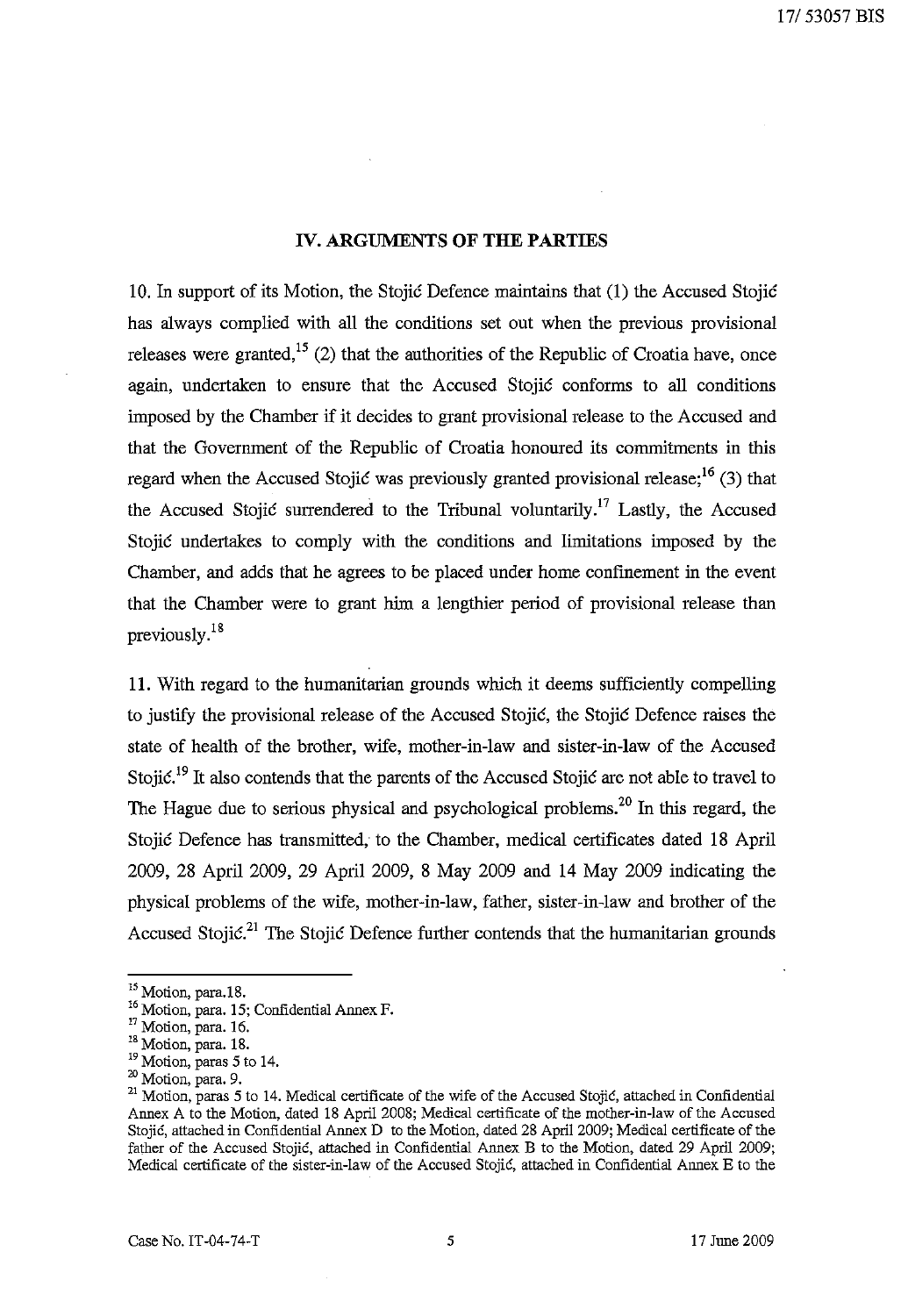## IV. ARGUMENTS OF THE PARTIES

10. In support of its Motion, the Stojić Defence maintains that (1) the Accused Stojić has always complied with all the conditions set out when the previous provisional releases were granted,[15] (2) that the authorities of the Republic of Croatia have, once again, undertaken to ensure that the Accused Stojić conforms to all conditions imposed by the Chamber if it decides to grant provisional release to the Accused and that the Government of the Republic of Croatia honoured its commitments in this regard when the Accused Stojić was previously granted provisional release;[16] (3) that the Accused Stojić surrendered to the Tribunal voluntarily.[17] Lastly, the Accused Stojić undertakes to comply with the conditions and limitations imposed by the Chamber, and adds that he agrees to be placed under home confinement in the event that the Chamber were to grant him a lengthier period of provisional release than previously.[18]

11. With regard to the humanitarian grounds which it deems sufficiently compelling to justify the provisional release of the Accused Stojić, the Stojić Defence raises the state of health of the brother, wife, mother-in-law and sister-in-law of the Accused Stojić.[19] It also contends that the parents of the Accused Stojić are not able to travel to The Hague due to serious physical and psychological problems.[20] In this regard, the Stojić Defence has transmitted, to the Chamber, medical certificates dated 18 April 2009, 28 April 2009, 29 April 2009, 8 May 2009 and 14 May 2009 indicating the physical problems of the wife, mother-in-law, father, sister-in-law and brother of the Accused Stojić.[21] The Stojić Defence further contends that the humanitarian grounds

---

[15] Motion, para.18.

[16] Motion, para. 15; Confidential Annex F.

[17] Motion, para. 16.

[18] Motion, para. 18.

[19] Motion, paras 5 to 14.

[20] Motion, para. 9.

[21] Motion, paras 5 to 14. Medical certificate of the wife of the Accused Stojić, attached in Confidential Annex A to the Motion, dated 18 April 2008; Medical certificate of the mother-in-law of the Accused Stojić, attached in Confidential Annex D to the Motion, dated 28 April 2009; Medical certificate of the father of the Accused Stojić, attached in Confidential Annex B to the Motion, dated 29 April 2009; Medical certificate of the sister-in-law of the Accused Stojić, attached in Confidential Annex E to the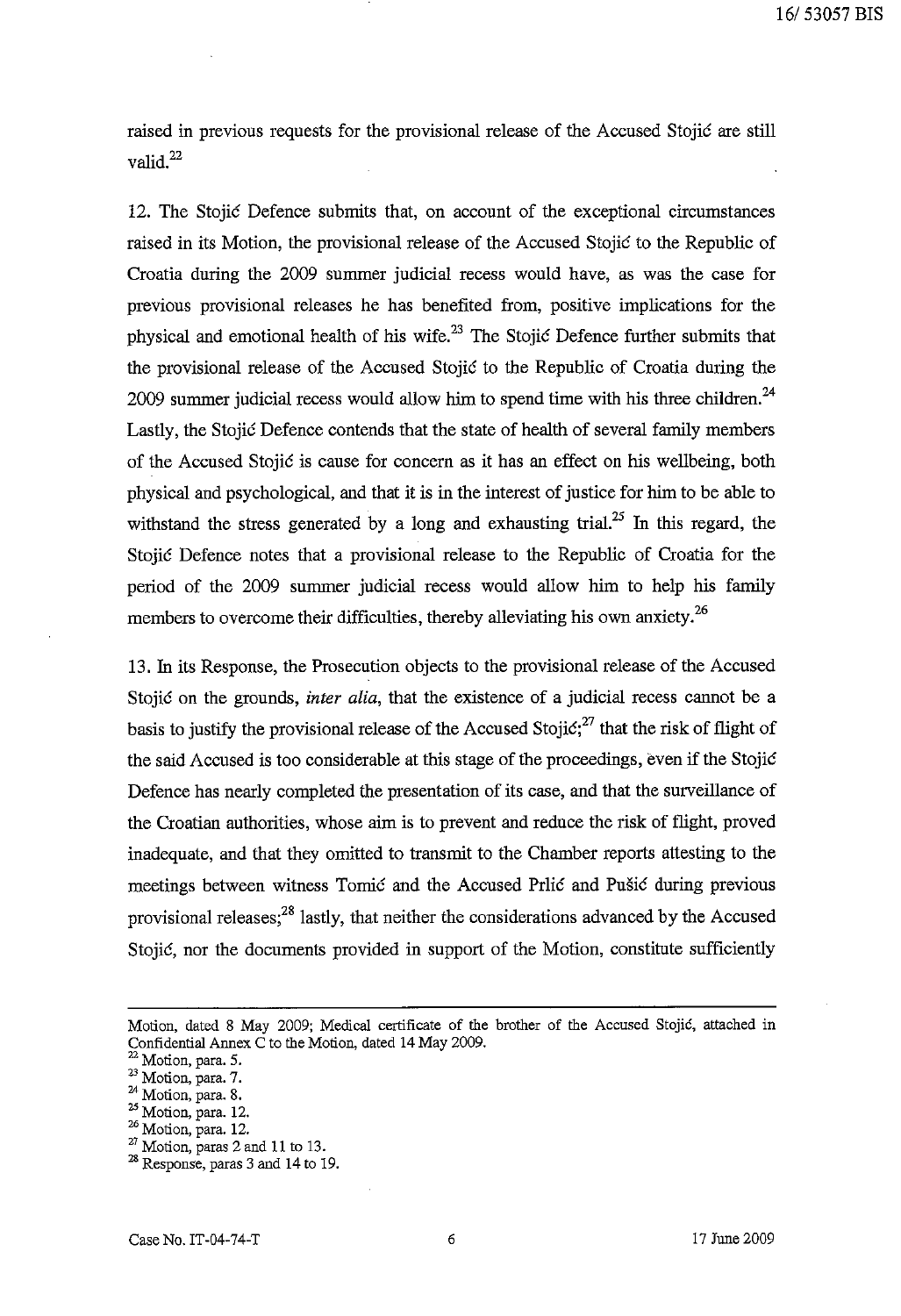raised in previous requests for the provisional release of the Accused Stojić are still valid.[22]

12. The Stojić Defence submits that, on account of the exceptional circumstances raised in its Motion, the provisional release of the Accused Stojić to the Republic of Croatia during the 2009 summer judicial recess would have, as was the case for previous provisional releases he has benefited from, positive implications for the physical and emotional health of his wife.[23] The Stojić Defence further submits that the provisional release of the Accused Stojić to the Republic of Croatia during the 2009 summer judicial recess would allow him to spend time with his three children.[24] Lastly, the Stojić Defence contends that the state of health of several family members of the Accused Stojić is cause for concern as it has an effect on his wellbeing, both physical and psychological, and that it is in the interest of justice for him to be able to withstand the stress generated by a long and exhausting trial.[25] In this regard, the Stojić Defence notes that a provisional release to the Republic of Croatia for the period of the 2009 summer judicial recess would allow him to help his family members to overcome their difficulties, thereby alleviating his own anxiety.[26]

13. In its Response, the Prosecution objects to the provisional release of the Accused Stojić on the grounds, *inter alia*, that the existence of a judicial recess cannot be a basis to justify the provisional release of the Accused Stojić;[27] that the risk of flight of the said Accused is too considerable at this stage of the proceedings, even if the Stojić Defence has nearly completed the presentation of its case, and that the surveillance of the Croatian authorities, whose aim is to prevent and reduce the risk of flight, proved inadequate, and that they omitted to transmit to the Chamber reports attesting to the meetings between witness Tomić and the Accused Prlić and Pušić during previous provisional releases;[28] lastly, that neither the considerations advanced by the Accused Stojić, nor the documents provided in support of the Motion, constitute sufficiently

---

Motion, dated 8 May 2009; Medical certificate of the brother of the Accused Stojić, attached in Confidential Annex C to the Motion, dated 14 May 2009.

[22] Motion, para. 5.

[23] Motion, para. 7.

[24] Motion, para. 8.

[25] Motion, para. 12.

[26] Motion, para. 12.

[27] Motion, paras 2 and 11 to 13.

[28] Response, paras 3 and 14 to 19.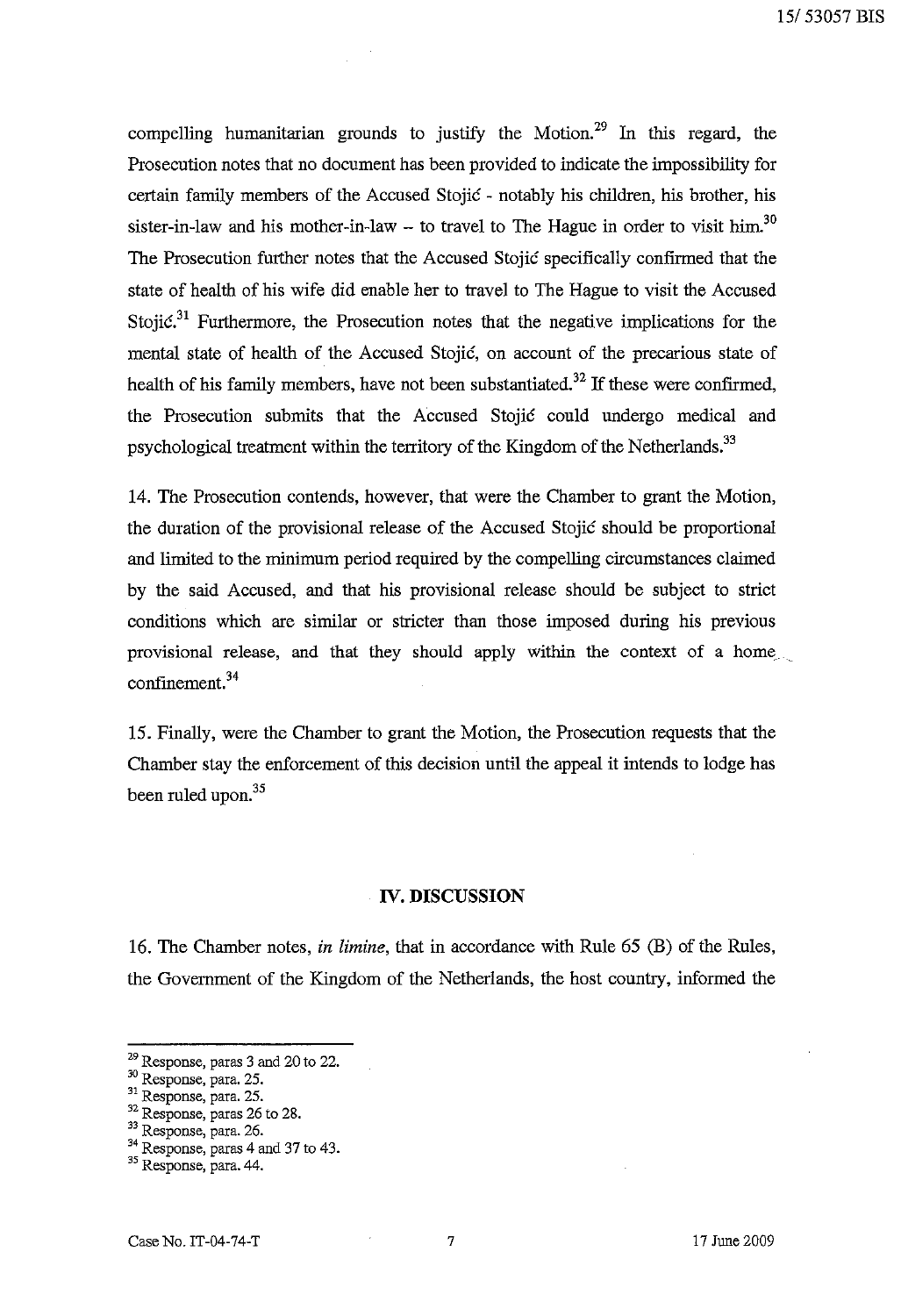compelling humanitarian grounds to justify the Motion.[29] In this regard, the Prosecution notes that no document has been provided to indicate the impossibility for certain family members of the Accused Stojić - notably his children, his brother, his sister-in-law and his mother-in-law – to travel to The Hague in order to visit him.[30] The Prosecution further notes that the Accused Stojić specifically confirmed that the state of health of his wife did enable her to travel to The Hague to visit the Accused Stojić.[31] Furthermore, the Prosecution notes that the negative implications for the mental state of health of the Accused Stojić, on account of the precarious state of health of his family members, have not been substantiated.[32] If these were confirmed, the Prosecution submits that the Accused Stojić could undergo medical and psychological treatment within the territory of the Kingdom of the Netherlands.[33]

14. The Prosecution contends, however, that were the Chamber to grant the Motion, the duration of the provisional release of the Accused Stojić should be proportional and limited to the minimum period required by the compelling circumstances claimed by the said Accused, and that his provisional release should be subject to strict conditions which are similar or stricter than those imposed during his previous provisional release, and that they should apply within the context of a home confinement.[34]

15. Finally, were the Chamber to grant the Motion, the Prosecution requests that the Chamber stay the enforcement of this decision until the appeal it intends to lodge has been ruled upon.[35]

## IV. DISCUSSION

16. The Chamber notes, *in limine*, that in accordance with Rule 65 (B) of the Rules, the Government of the Kingdom of the Netherlands, the host country, informed the

---

[29] Response, paras 3 and 20 to 22.
[30] Response, para. 25.
[31] Response, para. 25.
[32] Response, paras 26 to 28.
[33] Response, para. 26.
[34] Response, paras 4 and 37 to 43.
[35] Response, para. 44.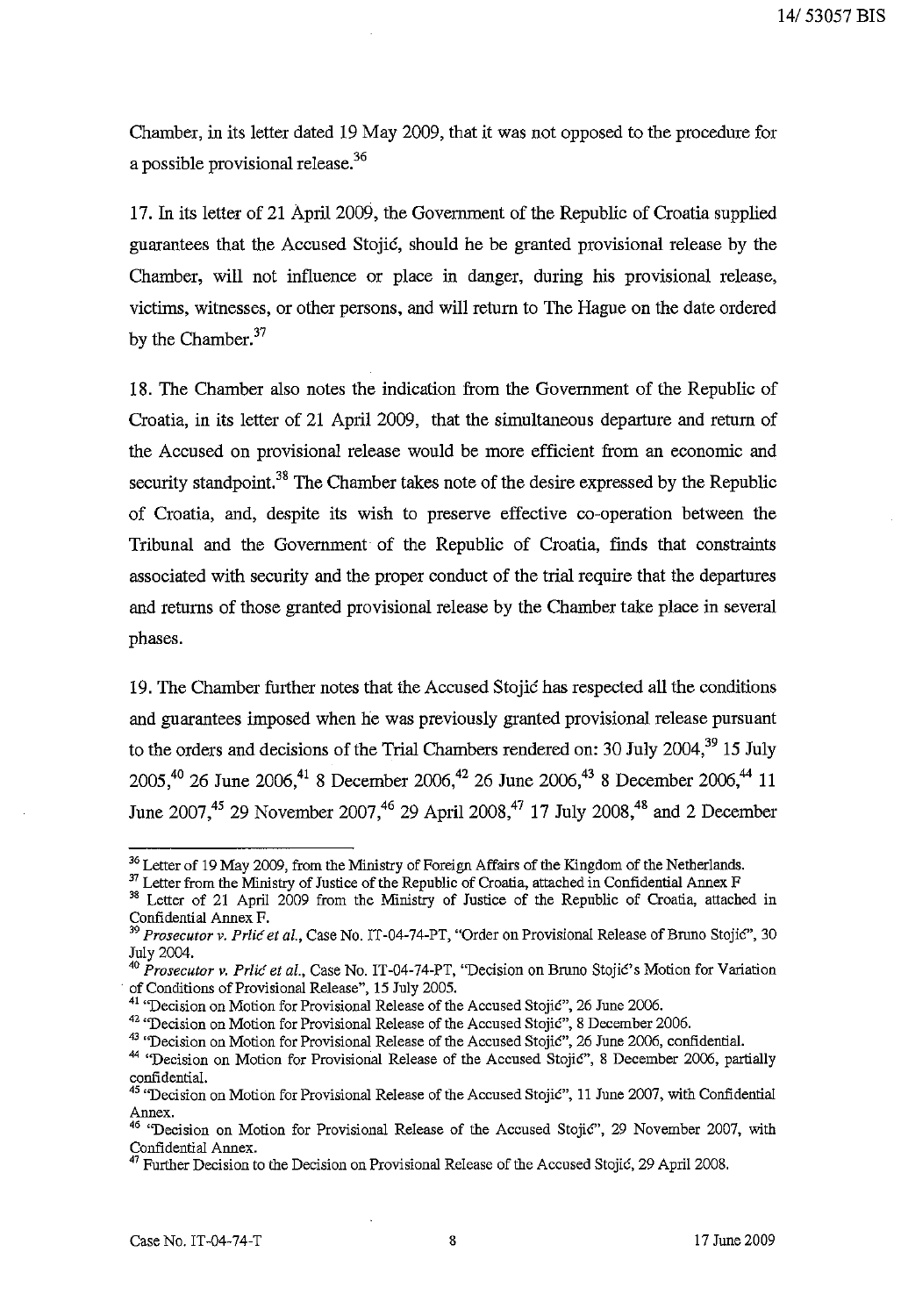Chamber, in its letter dated 19 May 2009, that it was not opposed to the procedure for a possible provisional release.[36]

17. In its letter of 21 April 2009, the Government of the Republic of Croatia supplied guarantees that the Accused Stojić, should he be granted provisional release by the Chamber, will not influence or place in danger, during his provisional release, victims, witnesses, or other persons, and will return to The Hague on the date ordered by the Chamber.[37]

18. The Chamber also notes the indication from the Government of the Republic of Croatia, in its letter of 21 April 2009, that the simultaneous departure and return of the Accused on provisional release would be more efficient from an economic and security standpoint.[38] The Chamber takes note of the desire expressed by the Republic of Croatia, and, despite its wish to preserve effective co-operation between the Tribunal and the Government of the Republic of Croatia, finds that constraints associated with security and the proper conduct of the trial require that the departures and returns of those granted provisional release by the Chamber take place in several phases.

19. The Chamber further notes that the Accused Stojić has respected all the conditions and guarantees imposed when he was previously granted provisional release pursuant to the orders and decisions of the Trial Chambers rendered on: 30 July 2004,[39] 15 July 2005,[40] 26 June 2006,[41] 8 December 2006,[42] 26 June 2006,[43] 8 December 2006,[44] 11 June 2007,[45] 29 November 2007,[46] 29 April 2008,[47] 17 July 2008,[48] and 2 December

---

[36] Letter of 19 May 2009, from the Ministry of Foreign Affairs of the Kingdom of the Netherlands.

[37] Letter from the Ministry of Justice of the Republic of Croatia, attached in Confidential Annex F

[38] Letter of 21 April 2009 from the Ministry of Justice of the Republic of Croatia, attached in Confidential Annex F.

[39] *Prosecutor v. Prlić et al.*, Case No. IT-04-74-PT, "Order on Provisional Release of Bruno Stojić", 30 July 2004.

[40] *Prosecutor v. Prlić et al.*, Case No. IT-04-74-PT, "Decision on Bruno Stojić's Motion for Variation of Conditions of Provisional Release", 15 July 2005.

[41] "Decision on Motion for Provisional Release of the Accused Stojić", 26 June 2006.

[42] "Decision on Motion for Provisional Release of the Accused Stojić", 8 December 2006.

[43] "Decision on Motion for Provisional Release of the Accused Stojić", 26 June 2006, confidential.

[44] "Decision on Motion for Provisional Release of the Accused Stojić", 8 December 2006, partially confidential.

[45] "Decision on Motion for Provisional Release of the Accused Stojić", 11 June 2007, with Confidential Annex.

[46] "Decision on Motion for Provisional Release of the Accused Stojić", 29 November 2007, with Confidential Annex.

[47] Further Decision to the Decision on Provisional Release of the Accused Stojić, 29 April 2008.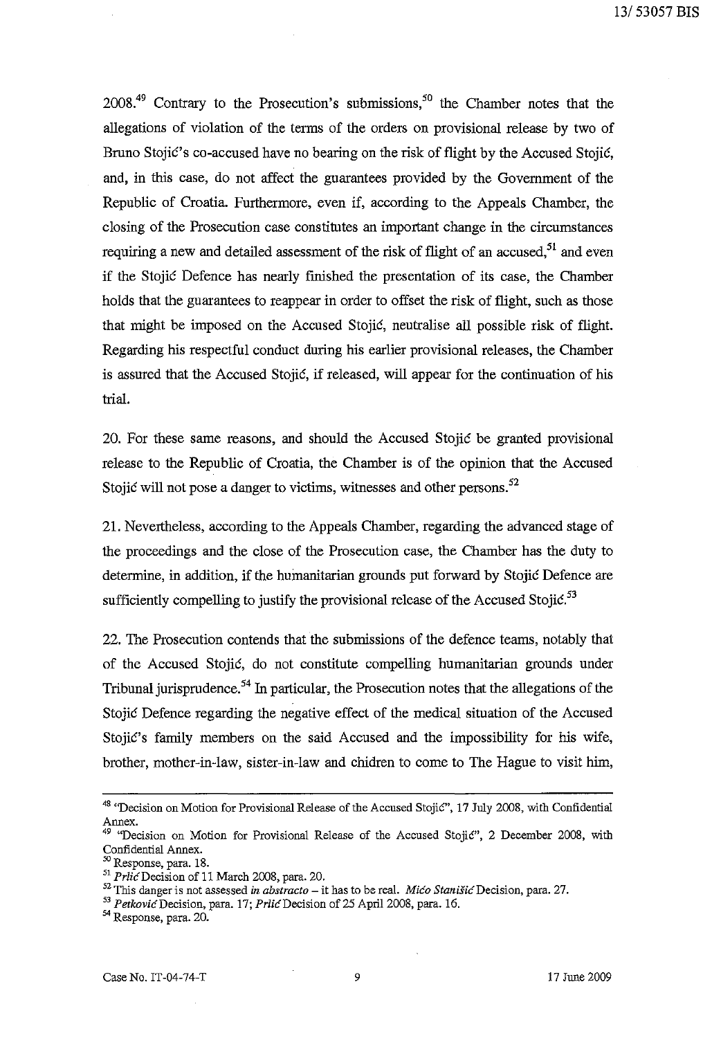2008.[49] Contrary to the Prosecution's submissions,[50] the Chamber notes that the allegations of violation of the terms of the orders on provisional release by two of Bruno Stojić's co-accused have no bearing on the risk of flight by the Accused Stojić, and, in this case, do not affect the guarantees provided by the Government of the Republic of Croatia. Furthermore, even if, according to the Appeals Chamber, the closing of the Prosecution case constitutes an important change in the circumstances requiring a new and detailed assessment of the risk of flight of an accused,[51] and even if the Stojić Defence has nearly finished the presentation of its case, the Chamber holds that the guarantees to reappear in order to offset the risk of flight, such as those that might be imposed on the Accused Stojić, neutralise all possible risk of flight. Regarding his respectful conduct during his earlier provisional releases, the Chamber is assured that the Accused Stojić, if released, will appear for the continuation of his trial.

20. For these same reasons, and should the Accused Stojić be granted provisional release to the Republic of Croatia, the Chamber is of the opinion that the Accused Stojić will not pose a danger to victims, witnesses and other persons.[52]

21. Nevertheless, according to the Appeals Chamber, regarding the advanced stage of the proceedings and the close of the Prosecution case, the Chamber has the duty to determine, in addition, if the humanitarian grounds put forward by Stojić Defence are sufficiently compelling to justify the provisional release of the Accused Stojić.[53]

22. The Prosecution contends that the submissions of the defence teams, notably that of the Accused Stojić, do not constitute compelling humanitarian grounds under Tribunal jurisprudence.[54] In particular, the Prosecution notes that the allegations of the Stojić Defence regarding the negative effect of the medical situation of the Accused Stojić's family members on the said Accused and the impossibility for his wife, brother, mother-in-law, sister-in-law and chidren to come to The Hague to visit him,

---

[48] "Decision on Motion for Provisional Release of the Accused Stojić", 17 July 2008, with Confidential Annex.

[49] "Decision on Motion for Provisional Release of the Accused Stojić", 2 December 2008, with Confidential Annex.

[50] Response, para. 18.

[51] *Prlić* Decision of 11 March 2008, para. 20.

[52] This danger is not assessed *in abstracto* – it has to be real. *Mićo Stanišić* Decision, para. 27.

[53] *Petković* Decision, para. 17; *Prlić* Decision of 25 April 2008, para. 16.

[54] Response, para. 20.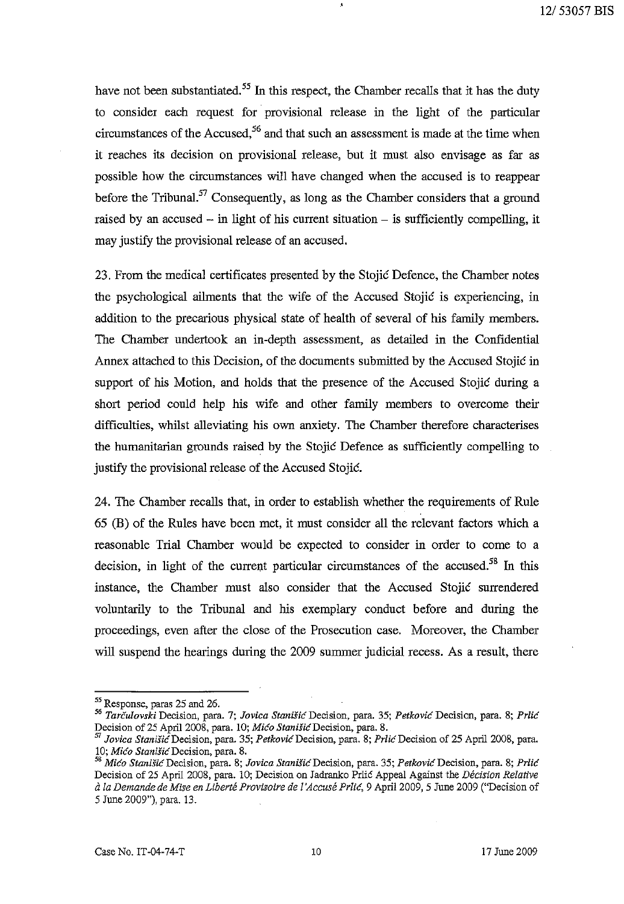have not been substantiated.[55] In this respect, the Chamber recalls that it has the duty to consider each request for provisional release in the light of the particular circumstances of the Accused,[56] and that such an assessment is made at the time when it reaches its decision on provisional release, but it must also envisage as far as possible how the circumstances will have changed when the accused is to reappear before the Tribunal.[57] Consequently, as long as the Chamber considers that a ground raised by an accused – in light of his current situation – is sufficiently compelling, it may justify the provisional release of an accused.

23. From the medical certificates presented by the Stojić Defence, the Chamber notes the psychological ailments that the wife of the Accused Stojić is experiencing, in addition to the precarious physical state of health of several of his family members. The Chamber undertook an in-depth assessment, as detailed in the Confidential Annex attached to this Decision, of the documents submitted by the Accused Stojić in support of his Motion, and holds that the presence of the Accused Stojić during a short period could help his wife and other family members to overcome their difficulties, whilst alleviating his own anxiety. The Chamber therefore characterises the humanitarian grounds raised by the Stojić Defence as sufficiently compelling to justify the provisional release of the Accused Stojić.

24. The Chamber recalls that, in order to establish whether the requirements of Rule 65 (B) of the Rules have been met, it must consider all the relevant factors which a reasonable Trial Chamber would be expected to consider in order to come to a decision, in light of the current particular circumstances of the accused.[58] In this instance, the Chamber must also consider that the Accused Stojić surrendered voluntarily to the Tribunal and his exemplary conduct before and during the proceedings, even after the close of the Prosecution case. Moreover, the Chamber will suspend the hearings during the 2009 summer judicial recess. As a result, there

---

[55] Response, paras 25 and 26.

[56] *Tarčulovski* Decision, para. 7; *Jovica Stanišić* Decision, para. 35; *Petković* Decision, para. 8; *Prlić* Decision of 25 April 2008, para. 10; *Mićo Stanišić* Decision, para. 8.

[57] *Jovica Stanišić* Decision, para. 35; *Petković* Decision, para. 8; *Prlić* Decision of 25 April 2008, para. 10; *Mićo Stanišić* Decision, para. 8.

[58] *Mićo Stanišić* Decision, para. 8; *Jovica Stanišić* Decision, para. 35; *Petković* Decision, para. 8; *Prlić* Decision of 25 April 2008, para. 10; Decision on Jadranko Prlić Appeal Against the *Décision Relative à la Demande de Mise en Liberté Provisoire de l'Accusé Prlić*, 9 April 2009, 5 June 2009 ("Decision of 5 June 2009"), para. 13.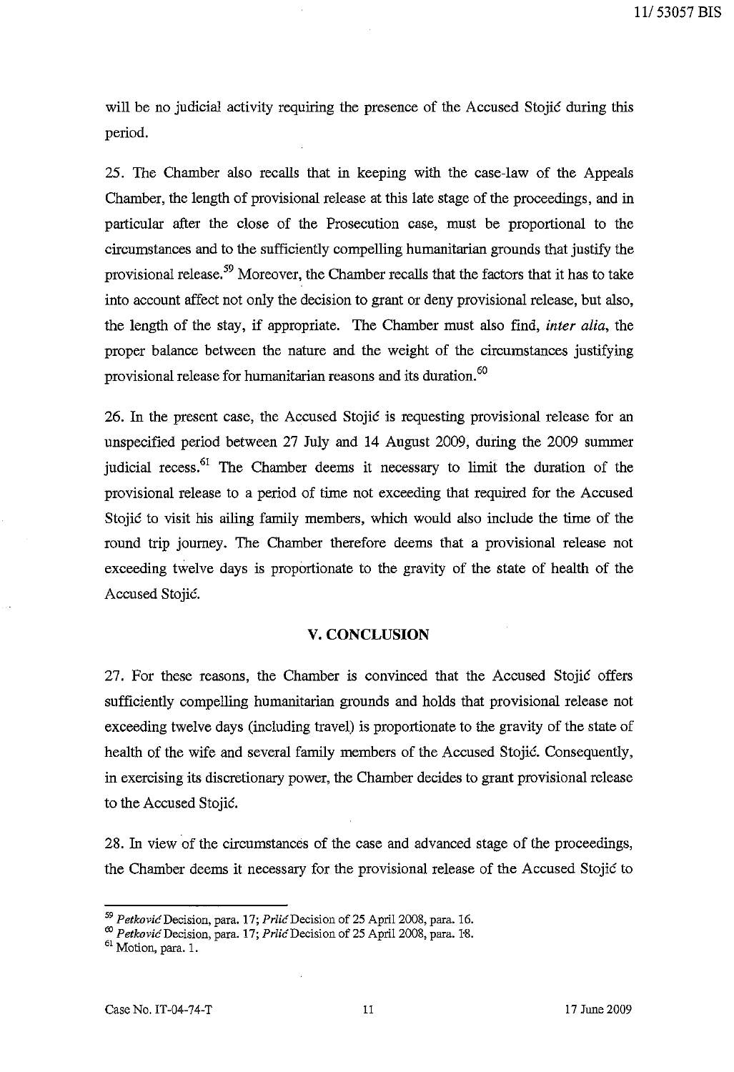will be no judicial activity requiring the presence of the Accused Stojić during this period.

25. The Chamber also recalls that in keeping with the case-law of the Appeals Chamber, the length of provisional release at this late stage of the proceedings, and in particular after the close of the Prosecution case, must be proportional to the circumstances and to the sufficiently compelling humanitarian grounds that justify the provisional release.[59] Moreover, the Chamber recalls that the factors that it has to take into account affect not only the decision to grant or deny provisional release, but also, the length of the stay, if appropriate. The Chamber must also find, *inter alia*, the proper balance between the nature and the weight of the circumstances justifying provisional release for humanitarian reasons and its duration.[60]

26. In the present case, the Accused Stojić is requesting provisional release for an unspecified period between 27 July and 14 August 2009, during the 2009 summer judicial recess.[61] The Chamber deems it necessary to limit the duration of the provisional release to a period of time not exceeding that required for the Accused Stojić to visit his ailing family members, which would also include the time of the round trip journey. The Chamber therefore deems that a provisional release not exceeding twelve days is proportionate to the gravity of the state of health of the Accused Stojić.

## V. CONCLUSION

27. For these reasons, the Chamber is convinced that the Accused Stojić offers sufficiently compelling humanitarian grounds and holds that provisional release not exceeding twelve days (including travel) is proportionate to the gravity of the state of health of the wife and several family members of the Accused Stojić. Consequently, in exercising its discretionary power, the Chamber decides to grant provisional release to the Accused Stojić.

28. In view of the circumstances of the case and advanced stage of the proceedings, the Chamber deems it necessary for the provisional release of the Accused Stojić to

---

[59] *Petković* Decision, para. 17; *Prlić* Decision of 25 April 2008, para. 16.

[60] *Petković* Decision, para. 17; *Prlić* Decision of 25 April 2008, para. 18.

[61] Motion, para. 1.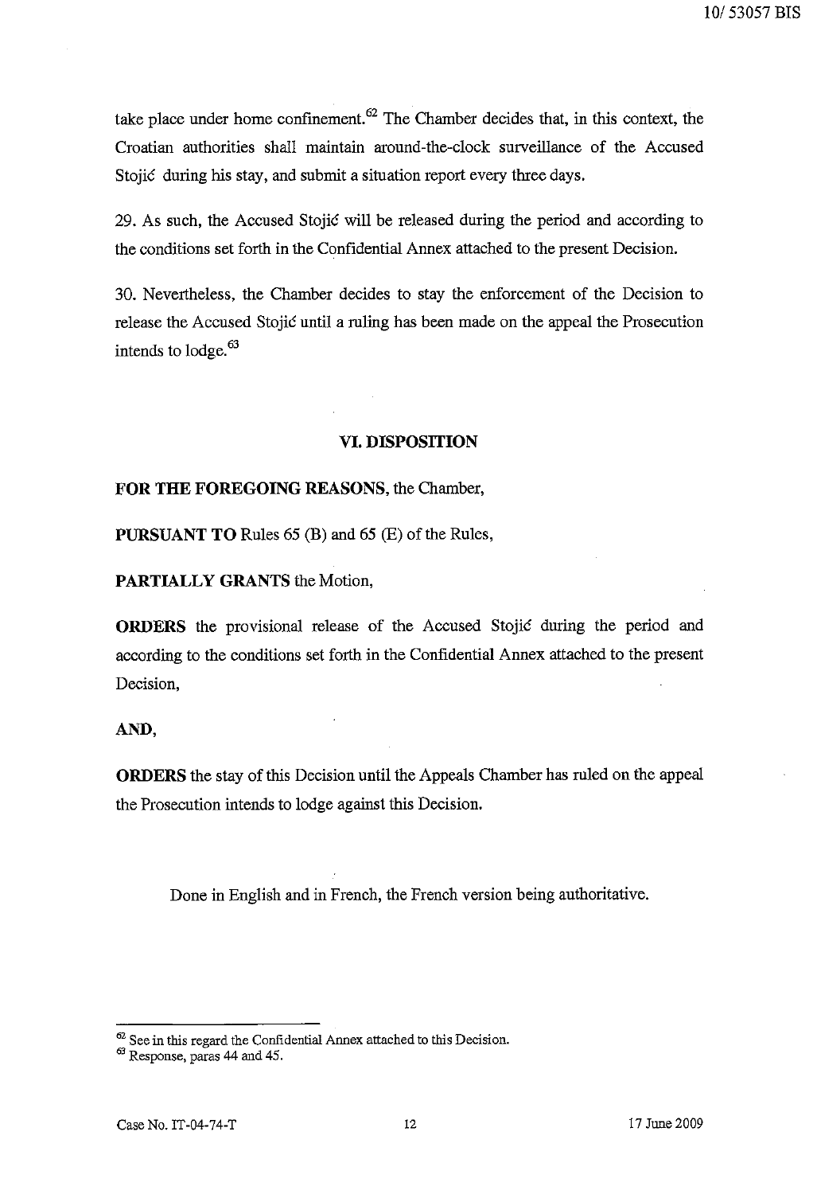take place under home confinement.[62] The Chamber decides that, in this context, the Croatian authorities shall maintain around-the-clock surveillance of the Accused Stojić during his stay, and submit a situation report every three days.

29. As such, the Accused Stojić will be released during the period and according to the conditions set forth in the Confidential Annex attached to the present Decision.

30. Nevertheless, the Chamber decides to stay the enforcement of the Decision to release the Accused Stojić until a ruling has been made on the appeal the Prosecution intends to lodge.[63]

## VI. DISPOSITION

**FOR THE FOREGOING REASONS**, the Chamber,

**PURSUANT TO** Rules 65 (B) and 65 (E) of the Rules,

**PARTIALLY GRANTS** the Motion,

**ORDERS** the provisional release of the Accused Stojić during the period and according to the conditions set forth in the Confidential Annex attached to the present Decision,

**AND**,

**ORDERS** the stay of this Decision until the Appeals Chamber has ruled on the appeal the Prosecution intends to lodge against this Decision.

Done in English and in French, the French version being authoritative.

---

[62] See in this regard the Confidential Annex attached to this Decision.

[63] Response, paras 44 and 45.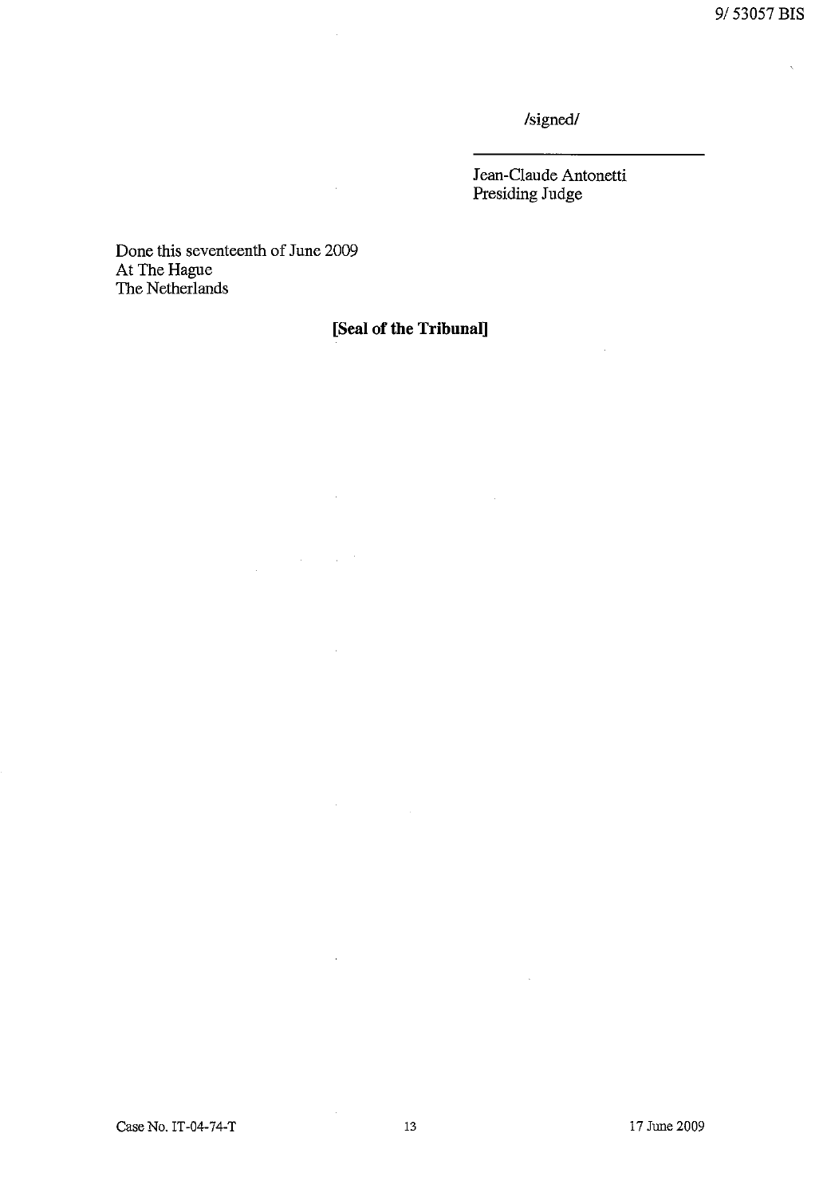/signed/

Jean-Claude Antonetti
Presiding Judge

Done this seventeenth of June 2009
At The Hague
The Netherlands

**[Seal of the Tribunal]**